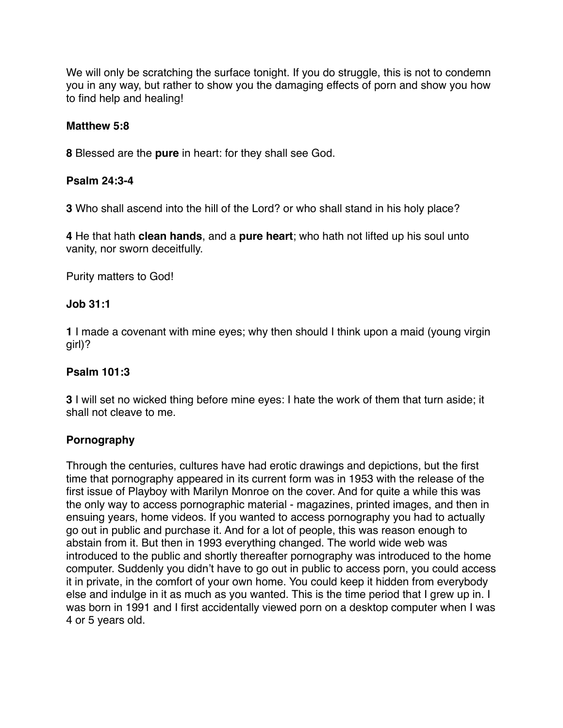We will only be scratching the surface tonight. If you do struggle, this is not to condemn you in any way, but rather to show you the damaging effects of porn and show you how to find help and healing!

**Matthew 5:8**

**8** Blessed are the **pure** in heart: for they shall see God.

**Psalm 24:3-4**

**3** Who shall ascend into the hill of the Lord? or who shall stand in his holy place?

**4** He that hath **clean hands**, and a **pure heart**; who hath not lifted up his soul unto vanity, nor sworn deceitfully.

Purity matters to God!

**Job 31:1**

**1** I made a covenant with mine eyes; why then should I think upon a maid (young virgin girl)?

**Psalm 101:3**

**3** I will set no wicked thing before mine eyes: I hate the work of them that turn aside; it shall not cleave to me.

**Pornography**

Through the centuries, cultures have had erotic drawings and depictions, but the first time that pornography appeared in its current form was in 1953 with the release of the first issue of Playboy with Marilyn Monroe on the cover. And for quite a while this was the only way to access pornographic material - magazines, printed images, and then in ensuing years, home videos. If you wanted to access pornography you had to actually go out in public and purchase it. And for a lot of people, this was reason enough to abstain from it. But then in 1993 everything changed. The world wide web was introduced to the public and shortly thereafter pornography was introduced to the home computer. Suddenly you didn't have to go out in public to access porn, you could access it in private, in the comfort of your own home. You could keep it hidden from everybody else and indulge in it as much as you wanted. This is the time period that I grew up in. I was born in 1991 and I first accidentally viewed porn on a desktop computer when I was 4 or 5 years old.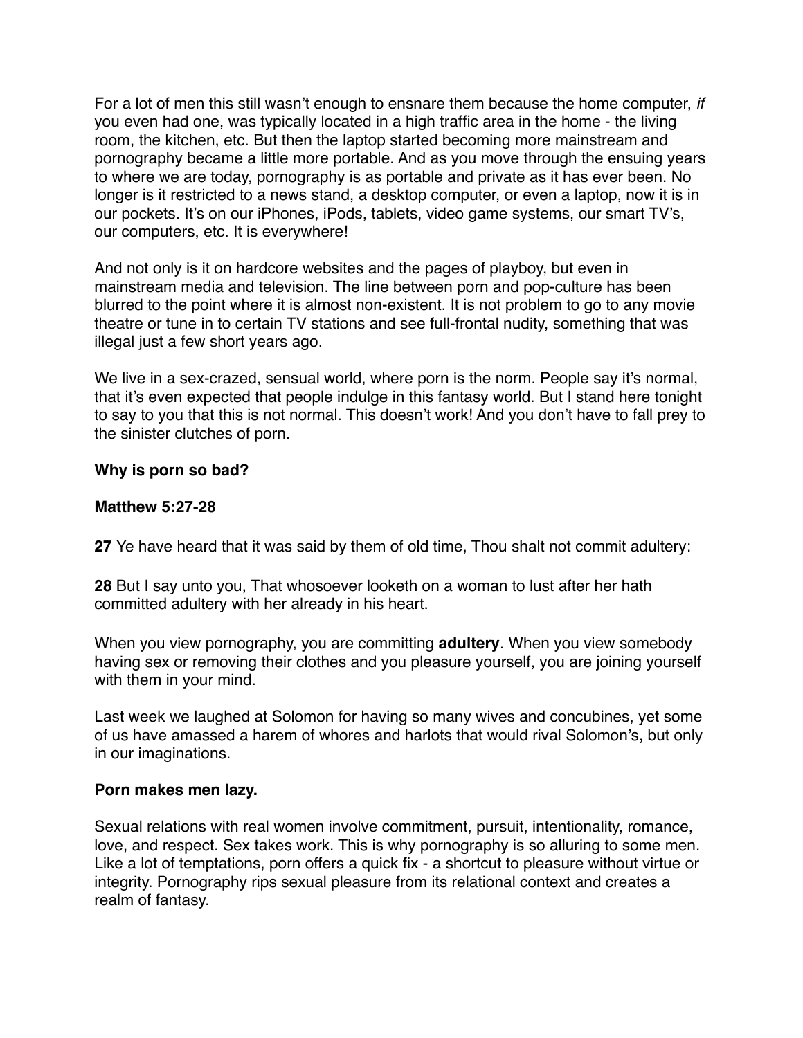For a lot of men this still wasn't enough to ensnare them because the home computer, *if* you even had one, was typically located in a high traffic area in the home - the living room, the kitchen, etc. But then the laptop started becoming more mainstream and pornography became a little more portable. And as you move through the ensuing years to where we are today, pornography is as portable and private as it has ever been. No longer is it restricted to a news stand, a desktop computer, or even a laptop, now it is in our pockets. It's on our iPhones, iPods, tablets, video game systems, our smart TV's, our computers, etc. It is everywhere!

And not only is it on hardcore websites and the pages of playboy, but even in mainstream media and television. The line between porn and pop-culture has been blurred to the point where it is almost non-existent. It is not problem to go to any movie theatre or tune in to certain TV stations and see full-frontal nudity, something that was illegal just a few short years ago.

We live in a sex-crazed, sensual world, where porn is the norm. People say it's normal, that it's even expected that people indulge in this fantasy world. But I stand here tonight to say to you that this is not normal. This doesn't work! And you don't have to fall prey to the sinister clutches of porn.

**Why is porn so bad?**

**Matthew 5:27-28**

**27** Ye have heard that it was said by them of old time, Thou shalt not commit adultery:

**28** But I say unto you, That whosoever looketh on a woman to lust after her hath committed adultery with her already in his heart.

When you view pornography, you are committing **adultery**. When you view somebody having sex or removing their clothes and you pleasure yourself, you are joining yourself with them in your mind.

Last week we laughed at Solomon for having so many wives and concubines, yet some of us have amassed a harem of whores and harlots that would rival Solomon's, but only in our imaginations.

**Porn makes men lazy.**

Sexual relations with real women involve commitment, pursuit, intentionality, romance, love, and respect. Sex takes work. This is why pornography is so alluring to some men. Like a lot of temptations, porn offers a quick fix - a shortcut to pleasure without virtue or integrity. Pornography rips sexual pleasure from its relational context and creates a realm of fantasy.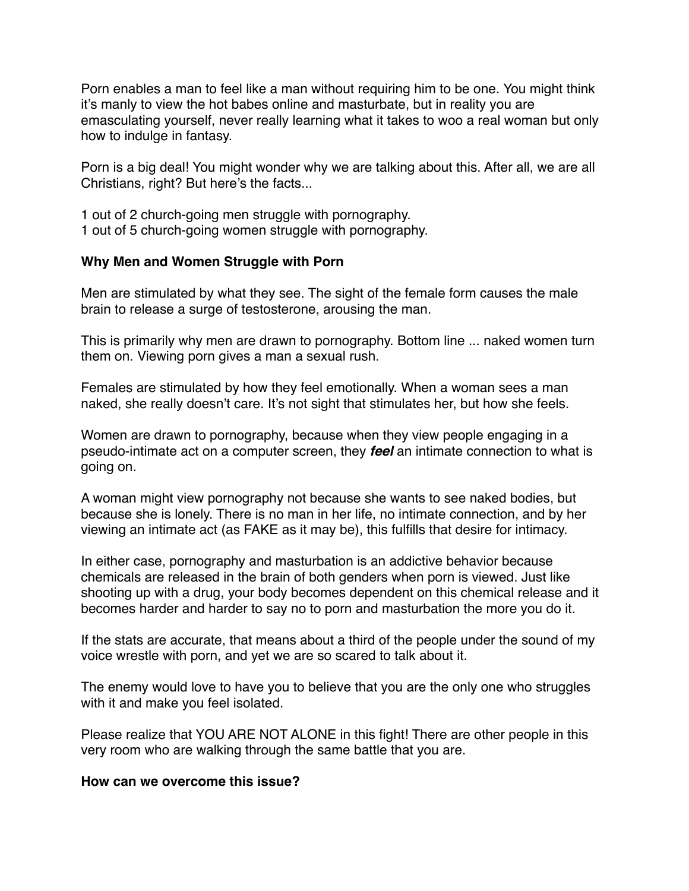Porn enables a man to feel like a man without requiring him to be one. You might think it's manly to view the hot babes online and masturbate, but in reality you are emasculating yourself, never really learning what it takes to woo a real woman but only how to indulge in fantasy.

Porn is a big deal! You might wonder why we are talking about this. After all, we are all Christians, right? But here's the facts...

1 out of 2 church-going men struggle with pornography.
1 out of 5 church-going women struggle with pornography.

**Why Men and Women Struggle with Porn**

Men are stimulated by what they see. The sight of the female form causes the male brain to release a surge of testosterone, arousing the man.

This is primarily why men are drawn to pornography. Bottom line ... naked women turn them on. Viewing porn gives a man a sexual rush.

Females are stimulated by how they feel emotionally. When a woman sees a man naked, she really doesn't care. It's not sight that stimulates her, but how she feels.

Women are drawn to pornography, because when they view people engaging in a pseudo-intimate act on a computer screen, they ***feel*** an intimate connection to what is going on.

A woman might view pornography not because she wants to see naked bodies, but because she is lonely. There is no man in her life, no intimate connection, and by her viewing an intimate act (as FAKE as it may be), this fulfills that desire for intimacy.

In either case, pornography and masturbation is an addictive behavior because chemicals are released in the brain of both genders when porn is viewed. Just like shooting up with a drug, your body becomes dependent on this chemical release and it becomes harder and harder to say no to porn and masturbation the more you do it.

If the stats are accurate, that means about a third of the people under the sound of my voice wrestle with porn, and yet we are so scared to talk about it.

The enemy would love to have you to believe that you are the only one who struggles with it and make you feel isolated.

Please realize that YOU ARE NOT ALONE in this fight! There are other people in this very room who are walking through the same battle that you are.

**How can we overcome this issue?**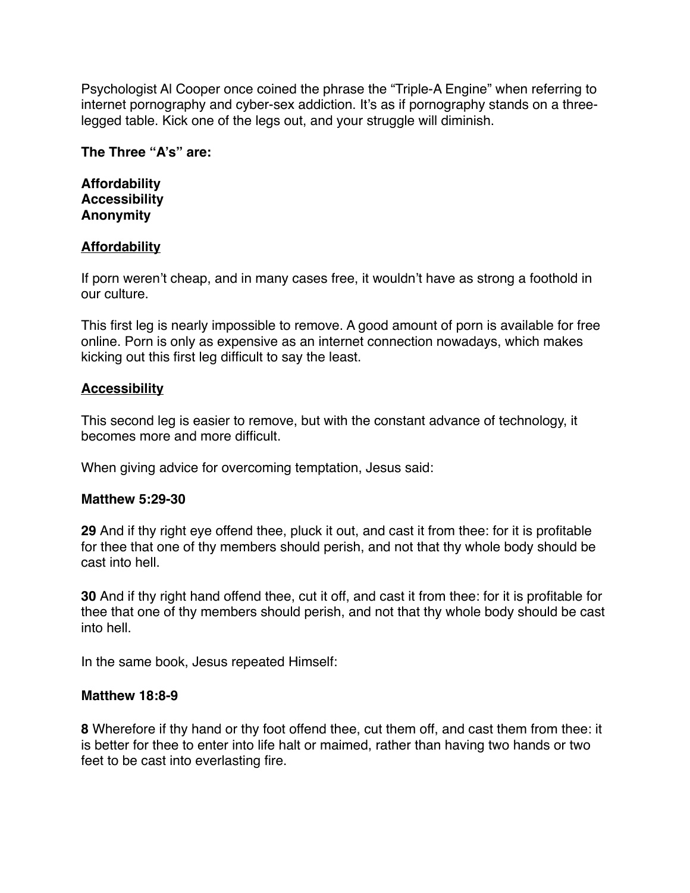Psychologist Al Cooper once coined the phrase the "Triple-A Engine" when referring to internet pornography and cyber-sex addiction. It's as if pornography stands on a three-legged table. Kick one of the legs out, and your struggle will diminish.

**The Three "A's" are:**

**Affordability**
**Accessibility**
**Anonymity**

**<u>Affordability</u>**

If porn weren't cheap, and in many cases free, it wouldn't have as strong a foothold in our culture.

This first leg is nearly impossible to remove. A good amount of porn is available for free online. Porn is only as expensive as an internet connection nowadays, which makes kicking out this first leg difficult to say the least.

**<u>Accessibility</u>**

This second leg is easier to remove, but with the constant advance of technology, it becomes more and more difficult.

When giving advice for overcoming temptation, Jesus said:

**Matthew 5:29-30**

**29** And if thy right eye offend thee, pluck it out, and cast it from thee: for it is profitable for thee that one of thy members should perish, and not that thy whole body should be cast into hell.

**30** And if thy right hand offend thee, cut it off, and cast it from thee: for it is profitable for thee that one of thy members should perish, and not that thy whole body should be cast into hell.

In the same book, Jesus repeated Himself:

**Matthew 18:8-9**

**8** Wherefore if thy hand or thy foot offend thee, cut them off, and cast them from thee: it is better for thee to enter into life halt or maimed, rather than having two hands or two feet to be cast into everlasting fire.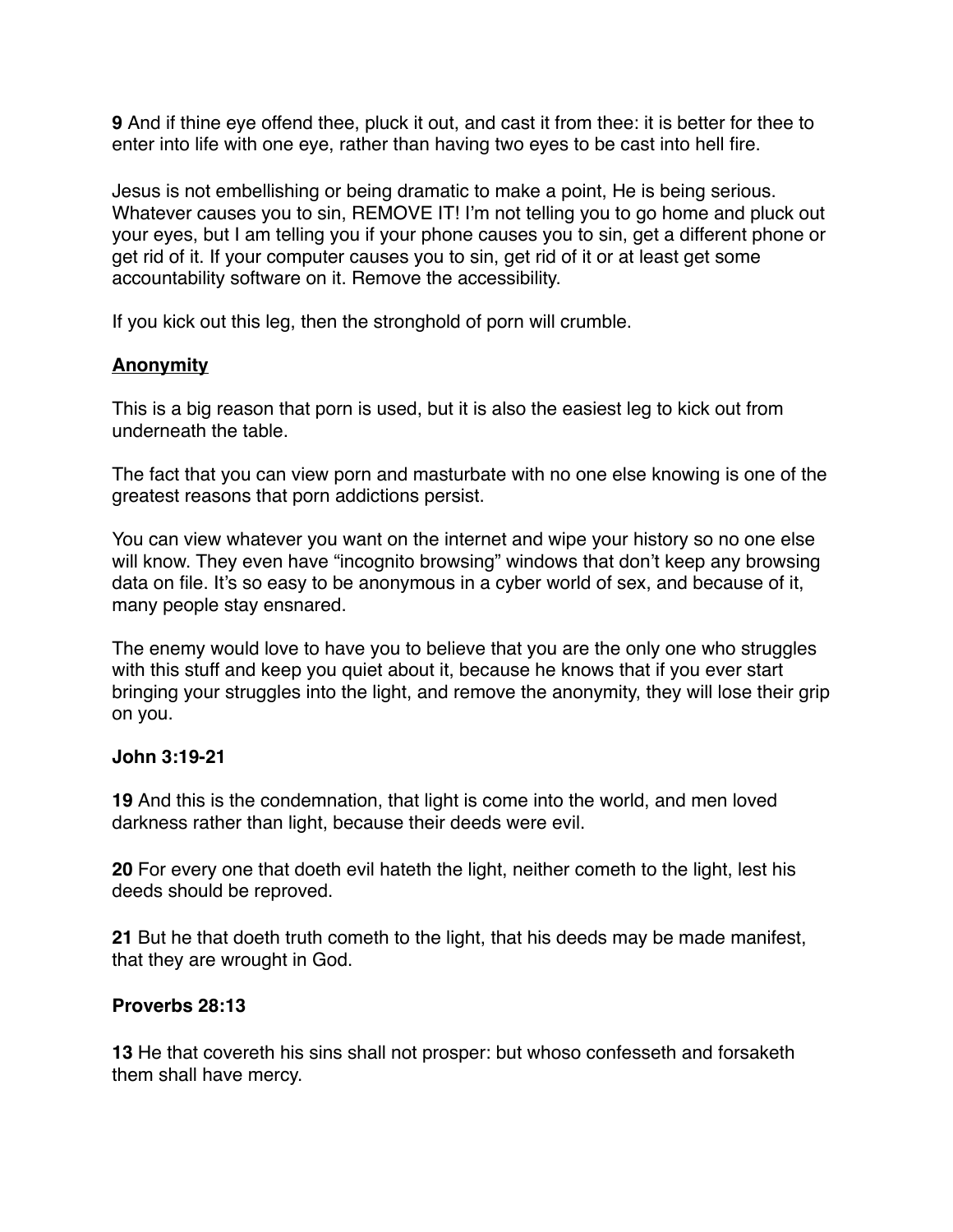**9** And if thine eye offend thee, pluck it out, and cast it from thee: it is better for thee to enter into life with one eye, rather than having two eyes to be cast into hell fire.

Jesus is not embellishing or being dramatic to make a point, He is being serious. Whatever causes you to sin, REMOVE IT! I'm not telling you to go home and pluck out your eyes, but I am telling you if your phone causes you to sin, get a different phone or get rid of it. If your computer causes you to sin, get rid of it or at least get some accountability software on it. Remove the accessibility.

If you kick out this leg, then the stronghold of porn will crumble.

**<u>Anonymity</u>**

This is a big reason that porn is used, but it is also the easiest leg to kick out from underneath the table.

The fact that you can view porn and masturbate with no one else knowing is one of the greatest reasons that porn addictions persist.

You can view whatever you want on the internet and wipe your history so no one else will know. They even have "incognito browsing" windows that don't keep any browsing data on file. It's so easy to be anonymous in a cyber world of sex, and because of it, many people stay ensnared.

The enemy would love to have you to believe that you are the only one who struggles with this stuff and keep you quiet about it, because he knows that if you ever start bringing your struggles into the light, and remove the anonymity, they will lose their grip on you.

**John 3:19-21**

**19** And this is the condemnation, that light is come into the world, and men loved darkness rather than light, because their deeds were evil.

**20** For every one that doeth evil hateth the light, neither cometh to the light, lest his deeds should be reproved.

**21** But he that doeth truth cometh to the light, that his deeds may be made manifest, that they are wrought in God.

**Proverbs 28:13**

**13** He that covereth his sins shall not prosper: but whoso confesseth and forsaketh them shall have mercy.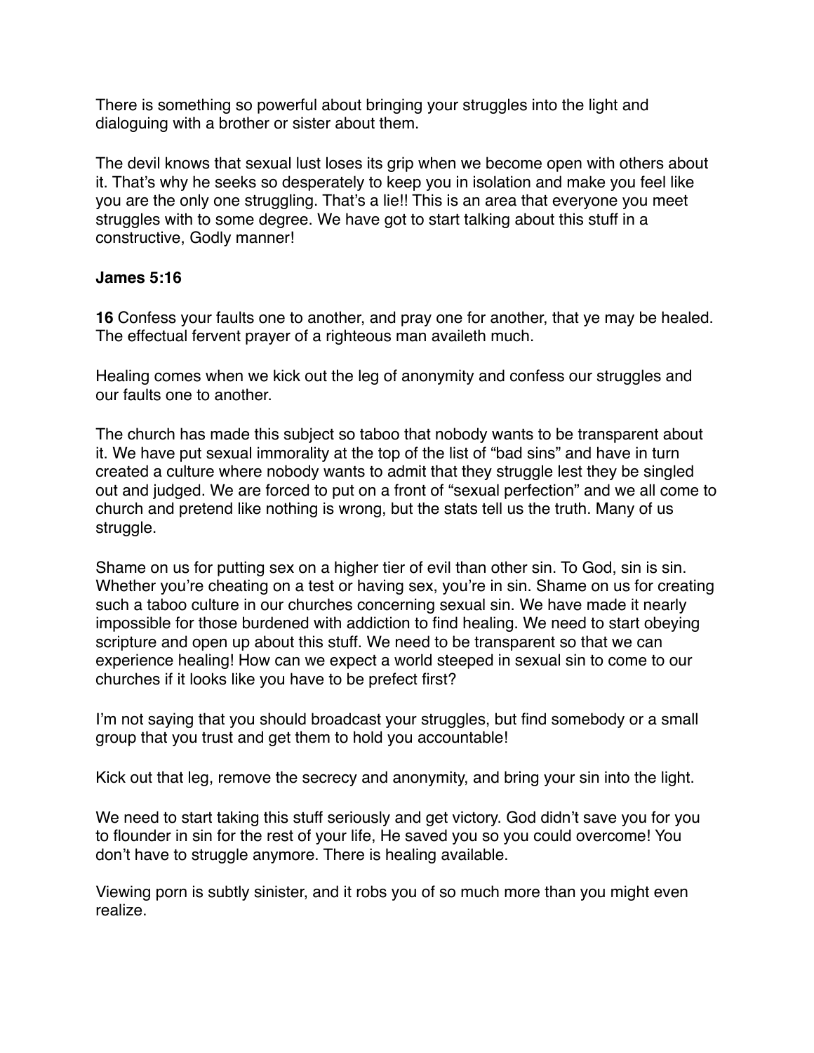There is something so powerful about bringing your struggles into the light and dialoguing with a brother or sister about them.

The devil knows that sexual lust loses its grip when we become open with others about it. That's why he seeks so desperately to keep you in isolation and make you feel like you are the only one struggling. That's a lie!! This is an area that everyone you meet struggles with to some degree. We have got to start talking about this stuff in a constructive, Godly manner!

**James 5:16**

**16** Confess your faults one to another, and pray one for another, that ye may be healed. The effectual fervent prayer of a righteous man availeth much.

Healing comes when we kick out the leg of anonymity and confess our struggles and our faults one to another.

The church has made this subject so taboo that nobody wants to be transparent about it. We have put sexual immorality at the top of the list of "bad sins" and have in turn created a culture where nobody wants to admit that they struggle lest they be singled out and judged. We are forced to put on a front of "sexual perfection" and we all come to church and pretend like nothing is wrong, but the stats tell us the truth. Many of us struggle.

Shame on us for putting sex on a higher tier of evil than other sin. To God, sin is sin. Whether you're cheating on a test or having sex, you're in sin. Shame on us for creating such a taboo culture in our churches concerning sexual sin. We have made it nearly impossible for those burdened with addiction to find healing. We need to start obeying scripture and open up about this stuff. We need to be transparent so that we can experience healing! How can we expect a world steeped in sexual sin to come to our churches if it looks like you have to be prefect first?

I'm not saying that you should broadcast your struggles, but find somebody or a small group that you trust and get them to hold you accountable!

Kick out that leg, remove the secrecy and anonymity, and bring your sin into the light.

We need to start taking this stuff seriously and get victory. God didn't save you for you to flounder in sin for the rest of your life, He saved you so you could overcome! You don't have to struggle anymore. There is healing available.

Viewing porn is subtly sinister, and it robs you of so much more than you might even realize.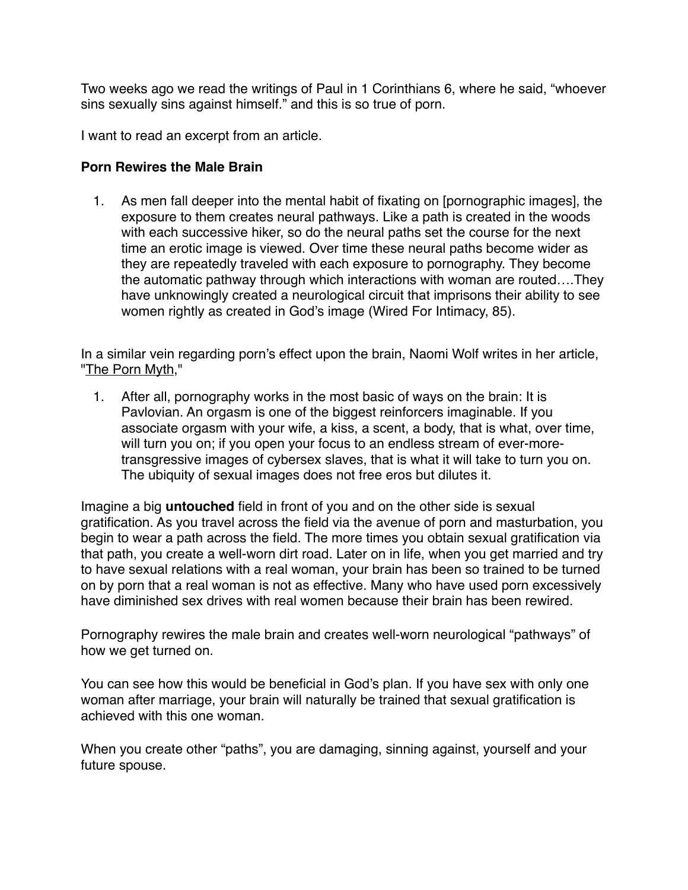Two weeks ago we read the writings of Paul in 1 Corinthians 6, where he said, "whoever sins sexually sins against himself." and this is so true of porn.

I want to read an excerpt from an article.

**Porn Rewires the Male Brain**

1. As men fall deeper into the mental habit of fixating on [pornographic images], the exposure to them creates neural pathways. Like a path is created in the woods with each successive hiker, so do the neural paths set the course for the next time an erotic image is viewed. Over time these neural paths become wider as they are repeatedly traveled with each exposure to pornography. They become the automatic pathway through which interactions with woman are routed….They have unknowingly created a neurological circuit that imprisons their ability to see women rightly as created in God's image (Wired For Intimacy, 85).

In a similar vein regarding porn's effect upon the brain, Naomi Wolf writes in her article, "The Porn Myth,"

1. After all, pornography works in the most basic of ways on the brain: It is Pavlovian. An orgasm is one of the biggest reinforcers imaginable. If you associate orgasm with your wife, a kiss, a scent, a body, that is what, over time, will turn you on; if you open your focus to an endless stream of ever-more-transgressive images of cybersex slaves, that is what it will take to turn you on. The ubiquity of sexual images does not free eros but dilutes it.

Imagine a big **untouched** field in front of you and on the other side is sexual gratification. As you travel across the field via the avenue of porn and masturbation, you begin to wear a path across the field. The more times you obtain sexual gratification via that path, you create a well-worn dirt road. Later on in life, when you get married and try to have sexual relations with a real woman, your brain has been so trained to be turned on by porn that a real woman is not as effective. Many who have used porn excessively have diminished sex drives with real women because their brain has been rewired.

Pornography rewires the male brain and creates well-worn neurological "pathways" of how we get turned on.

You can see how this would be beneficial in God's plan. If you have sex with only one woman after marriage, your brain will naturally be trained that sexual gratification is achieved with this one woman.

When you create other "paths", you are damaging, sinning against, yourself and your future spouse.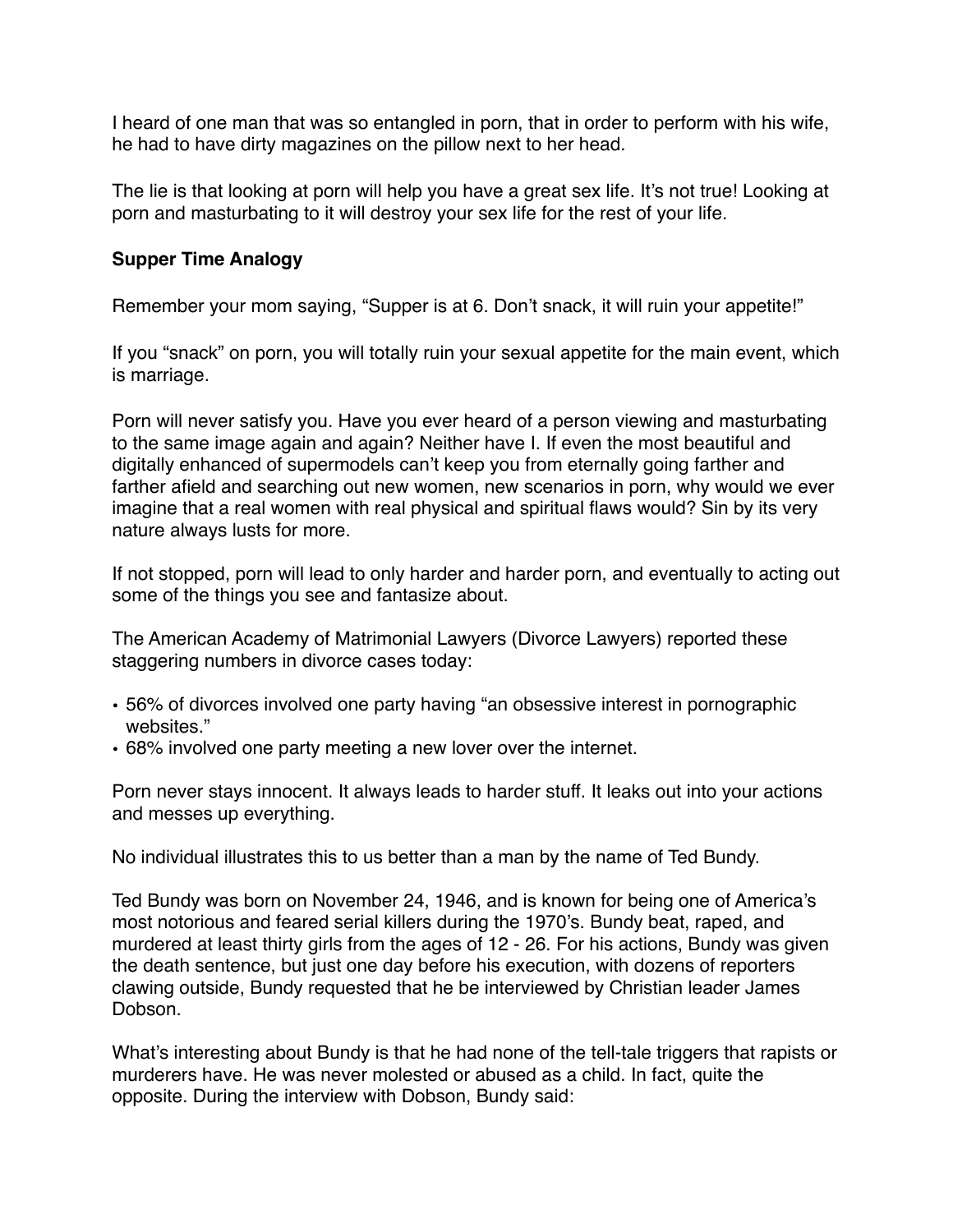I heard of one man that was so entangled in porn, that in order to perform with his wife, he had to have dirty magazines on the pillow next to her head.

The lie is that looking at porn will help you have a great sex life. It's not true! Looking at porn and masturbating to it will destroy your sex life for the rest of your life.

**Supper Time Analogy**

Remember your mom saying, "Supper is at 6. Don't snack, it will ruin your appetite!"

If you "snack" on porn, you will totally ruin your sexual appetite for the main event, which is marriage.

Porn will never satisfy you. Have you ever heard of a person viewing and masturbating to the same image again and again? Neither have I. If even the most beautiful and digitally enhanced of supermodels can't keep you from eternally going farther and farther afield and searching out new women, new scenarios in porn, why would we ever imagine that a real women with real physical and spiritual flaws would? Sin by its very nature always lusts for more.

If not stopped, porn will lead to only harder and harder porn, and eventually to acting out some of the things you see and fantasize about.

The American Academy of Matrimonial Lawyers (Divorce Lawyers) reported these staggering numbers in divorce cases today:

- 56% of divorces involved one party having "an obsessive interest in pornographic websites."
- 68% involved one party meeting a new lover over the internet.

Porn never stays innocent. It always leads to harder stuff. It leaks out into your actions and messes up everything.

No individual illustrates this to us better than a man by the name of Ted Bundy.

Ted Bundy was born on November 24, 1946, and is known for being one of America's most notorious and feared serial killers during the 1970's. Bundy beat, raped, and murdered at least thirty girls from the ages of 12 - 26. For his actions, Bundy was given the death sentence, but just one day before his execution, with dozens of reporters clawing outside, Bundy requested that he be interviewed by Christian leader James Dobson.

What's interesting about Bundy is that he had none of the tell-tale triggers that rapists or murderers have. He was never molested or abused as a child. In fact, quite the opposite. During the interview with Dobson, Bundy said: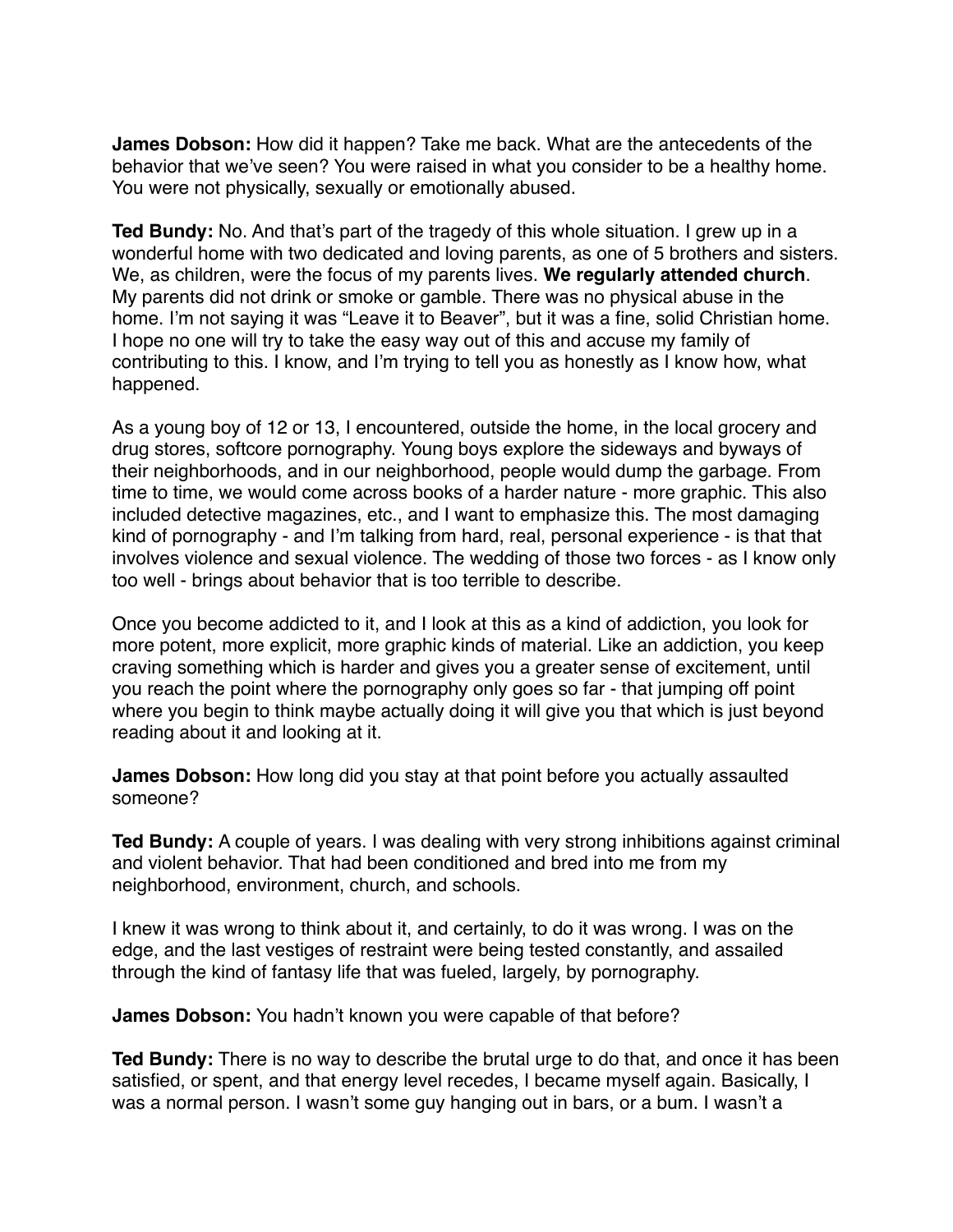**James Dobson:** How did it happen? Take me back. What are the antecedents of the behavior that we've seen? You were raised in what you consider to be a healthy home. You were not physically, sexually or emotionally abused.

**Ted Bundy:** No. And that's part of the tragedy of this whole situation. I grew up in a wonderful home with two dedicated and loving parents, as one of 5 brothers and sisters. We, as children, were the focus of my parents lives. **We regularly attended church**. My parents did not drink or smoke or gamble. There was no physical abuse in the home. I'm not saying it was "Leave it to Beaver", but it was a fine, solid Christian home. I hope no one will try to take the easy way out of this and accuse my family of contributing to this. I know, and I'm trying to tell you as honestly as I know how, what happened.

As a young boy of 12 or 13, I encountered, outside the home, in the local grocery and drug stores, softcore pornography. Young boys explore the sideways and byways of their neighborhoods, and in our neighborhood, people would dump the garbage. From time to time, we would come across books of a harder nature - more graphic. This also included detective magazines, etc., and I want to emphasize this. The most damaging kind of pornography - and I'm talking from hard, real, personal experience - is that that involves violence and sexual violence. The wedding of those two forces - as I know only too well - brings about behavior that is too terrible to describe.

Once you become addicted to it, and I look at this as a kind of addiction, you look for more potent, more explicit, more graphic kinds of material. Like an addiction, you keep craving something which is harder and gives you a greater sense of excitement, until you reach the point where the pornography only goes so far - that jumping off point where you begin to think maybe actually doing it will give you that which is just beyond reading about it and looking at it.

**James Dobson:** How long did you stay at that point before you actually assaulted someone?

**Ted Bundy:** A couple of years. I was dealing with very strong inhibitions against criminal and violent behavior. That had been conditioned and bred into me from my neighborhood, environment, church, and schools.

I knew it was wrong to think about it, and certainly, to do it was wrong. I was on the edge, and the last vestiges of restraint were being tested constantly, and assailed through the kind of fantasy life that was fueled, largely, by pornography.

**James Dobson:** You hadn't known you were capable of that before?

**Ted Bundy:** There is no way to describe the brutal urge to do that, and once it has been satisfied, or spent, and that energy level recedes, I became myself again. Basically, I was a normal person. I wasn't some guy hanging out in bars, or a bum. I wasn't a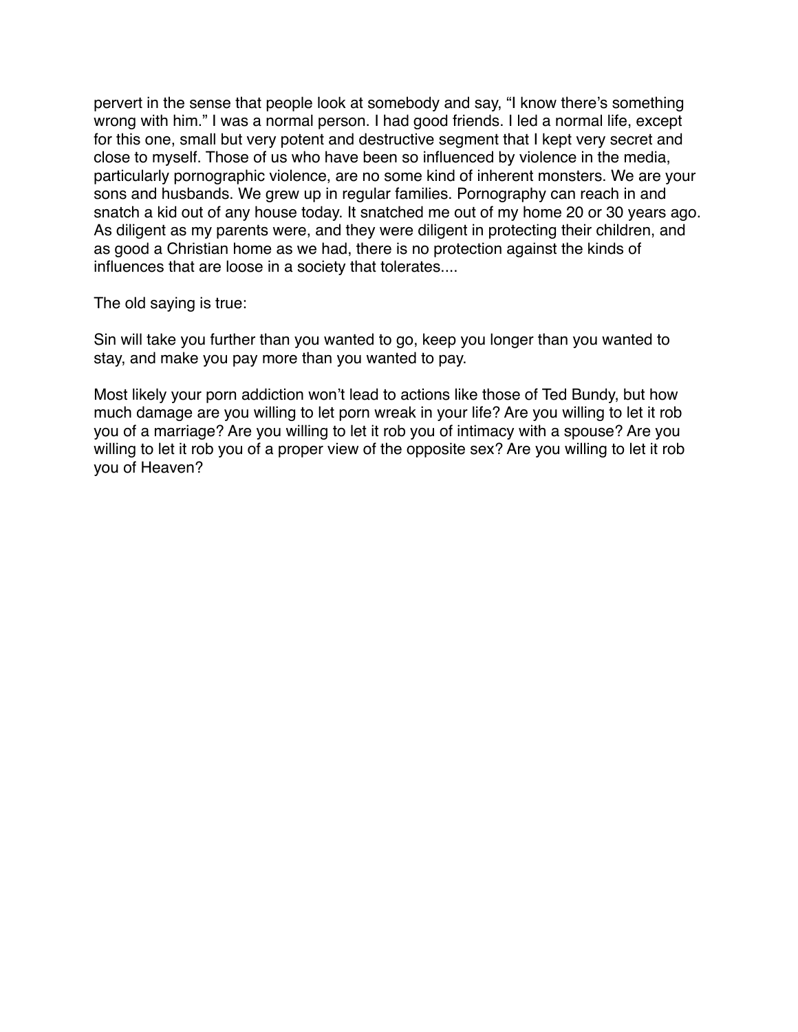pervert in the sense that people look at somebody and say, "I know there's something wrong with him." I was a normal person. I had good friends. I led a normal life, except for this one, small but very potent and destructive segment that I kept very secret and close to myself. Those of us who have been so influenced by violence in the media, particularly pornographic violence, are no some kind of inherent monsters. We are your sons and husbands. We grew up in regular families. Pornography can reach in and snatch a kid out of any house today. It snatched me out of my home 20 or 30 years ago. As diligent as my parents were, and they were diligent in protecting their children, and as good a Christian home as we had, there is no protection against the kinds of influences that are loose in a society that tolerates....

The old saying is true:

Sin will take you further than you wanted to go, keep you longer than you wanted to stay, and make you pay more than you wanted to pay.

Most likely your porn addiction won't lead to actions like those of Ted Bundy, but how much damage are you willing to let porn wreak in your life? Are you willing to let it rob you of a marriage? Are you willing to let it rob you of intimacy with a spouse? Are you willing to let it rob you of a proper view of the opposite sex? Are you willing to let it rob you of Heaven?